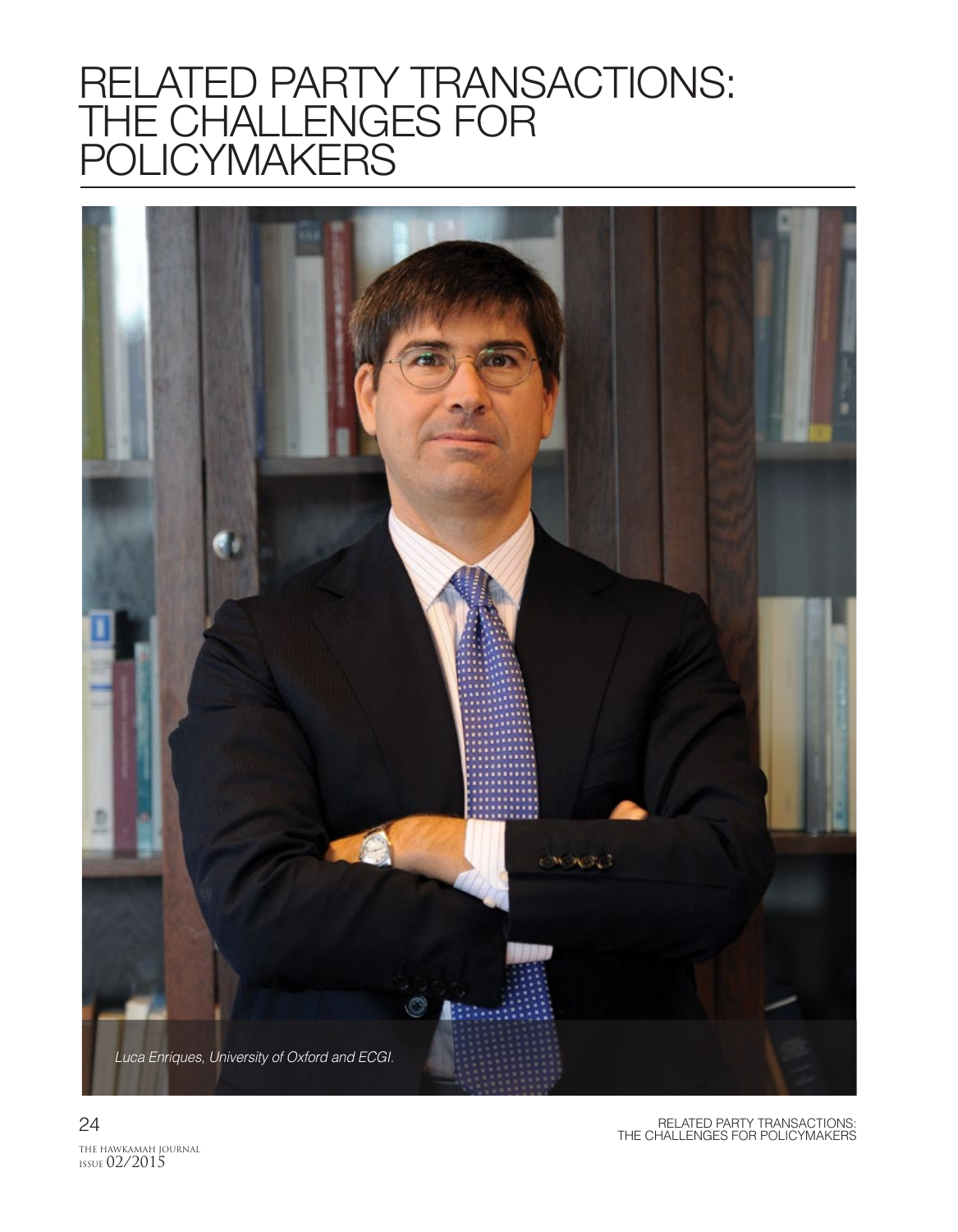# RELATED PARTY TRANSACTIONS: THE CHALLENGES FOR POLICYMAKERS

*Luca Enriques, University of Oxford and ECGI.*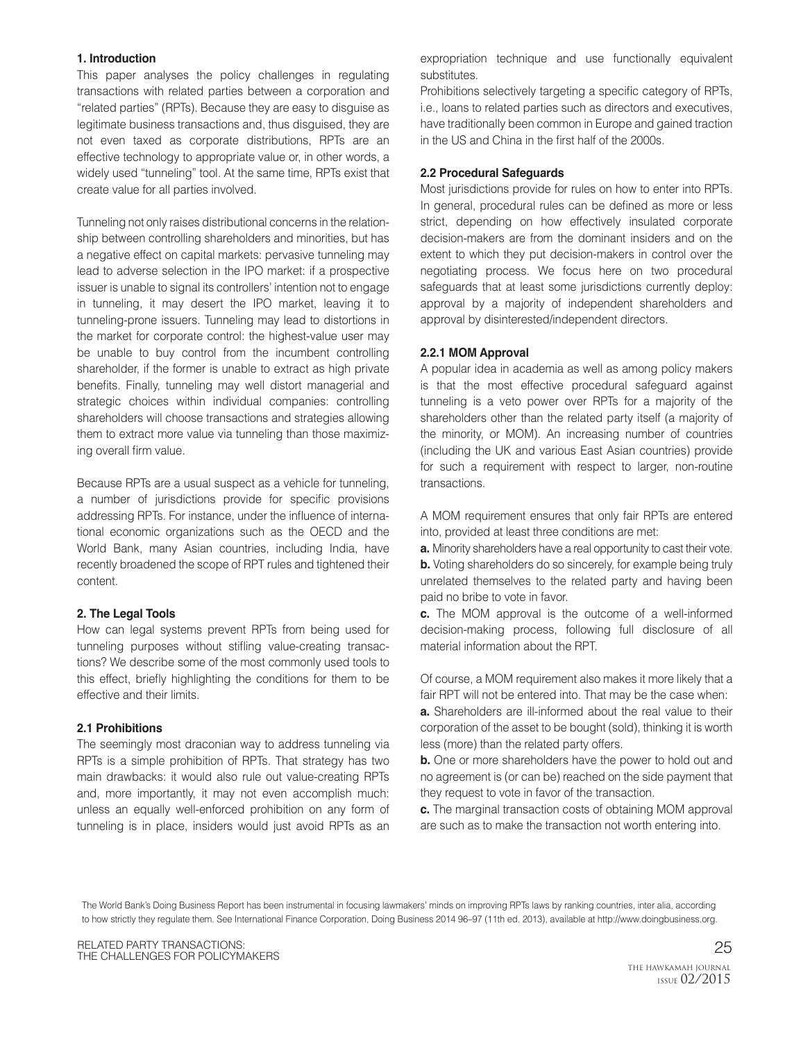## 1. Introduction

This paper analyses the policy challenges in regulating transactions with related parties between a corporation and "related parties" (RPTs). Because they are easy to disguise as legitimate business transactions and, thus disguised, they are not even taxed as corporate distributions, RPTs are an effective technology to appropriate value or, in other words, a widely used "tunneling" tool. At the same time, RPTs exist that create value for all parties involved.

Tunneling not only raises distributional concerns in the relationship between controlling shareholders and minorities, but has a negative effect on capital markets: pervasive tunneling may lead to adverse selection in the IPO market: if a prospective issuer is unable to signal its controllers' intention not to engage in tunneling, it may desert the IPO market, leaving it to tunneling-prone issuers. Tunneling may lead to distortions in the market for corporate control: the highest-value user may be unable to buy control from the incumbent controlling shareholder, if the former is unable to extract as high private benefits. Finally, tunneling may well distort managerial and strategic choices within individual companies: controlling shareholders will choose transactions and strategies allowing them to extract more value via tunneling than those maximizing overall firm value.

Because RPTs are a usual suspect as a vehicle for tunneling, a number of jurisdictions provide for specific provisions addressing RPTs. For instance, under the influence of international economic organizations such as the OECD and the World Bank, many Asian countries, including India, have recently broadened the scope of RPT rules and tightened their content.

## 2. The Legal Tools

How can legal systems prevent RPTs from being used for tunneling purposes without stifling value-creating transactions? We describe some of the most commonly used tools to this effect, briefly highlighting the conditions for them to be effective and their limits.

### 2.1 Prohibitions

The seemingly most draconian way to address tunneling via RPTs is a simple prohibition of RPTs. That strategy has two main drawbacks: it would also rule out value-creating RPTs and, more importantly, it may not even accomplish much: unless an equally well-enforced prohibition on any form of tunneling is in place, insiders would just avoid RPTs as an expropriation technique and use functionally equivalent substitutes.

Prohibitions selectively targeting a specific category of RPTs, i.e., loans to related parties such as directors and executives, have traditionally been common in Europe and gained traction in the US and China in the first half of the 2000s.

### 2.2 Procedural Safeguards

Most jurisdictions provide for rules on how to enter into RPTs. In general, procedural rules can be defined as more or less strict, depending on how effectively insulated corporate decision-makers are from the dominant insiders and on the extent to which they put decision-makers in control over the negotiating process. We focus here on two procedural safeguards that at least some jurisdictions currently deploy: approval by a majority of independent shareholders and approval by disinterested/independent directors.

#### 2.2.1 MOM Approval

A popular idea in academia as well as among policy makers is that the most effective procedural safeguard against tunneling is a veto power over RPTs for a majority of the shareholders other than the related party itself (a majority of the minority, or MOM). An increasing number of countries (including the UK and various East Asian countries) provide for such a requirement with respect to larger, non-routine transactions.

A MOM requirement ensures that only fair RPTs are entered into, provided at least three conditions are met:

**a.** Minority shareholders have a real opportunity to cast their vote.

**b.** Voting shareholders do so sincerely, for example being truly unrelated themselves to the related party and having been paid no bribe to vote in favor.

**c.** The MOM approval is the outcome of a well-informed decision-making process, following full disclosure of all material information about the RPT.

Of course, a MOM requirement also makes it more likely that a fair RPT will not be entered into. That may be the case when:

**a.** Shareholders are ill-informed about the real value to their corporation of the asset to be bought (sold), thinking it is worth less (more) than the related party offers.

**b.** One or more shareholders have the power to hold out and no agreement is (or can be) reached on the side payment that they request to vote in favor of the transaction.

**c.** The marginal transaction costs of obtaining MOM approval are such as to make the transaction not worth entering into.

The World Bank's Doing Business Report has been instrumental in focusing lawmakers' minds on improving RPTs laws by ranking countries, inter alia, according to how strictly they regulate them. See International Finance Corporation, Doing Business 2014 96–97 (11th ed. 2013), available at http://www.doingbusiness.org.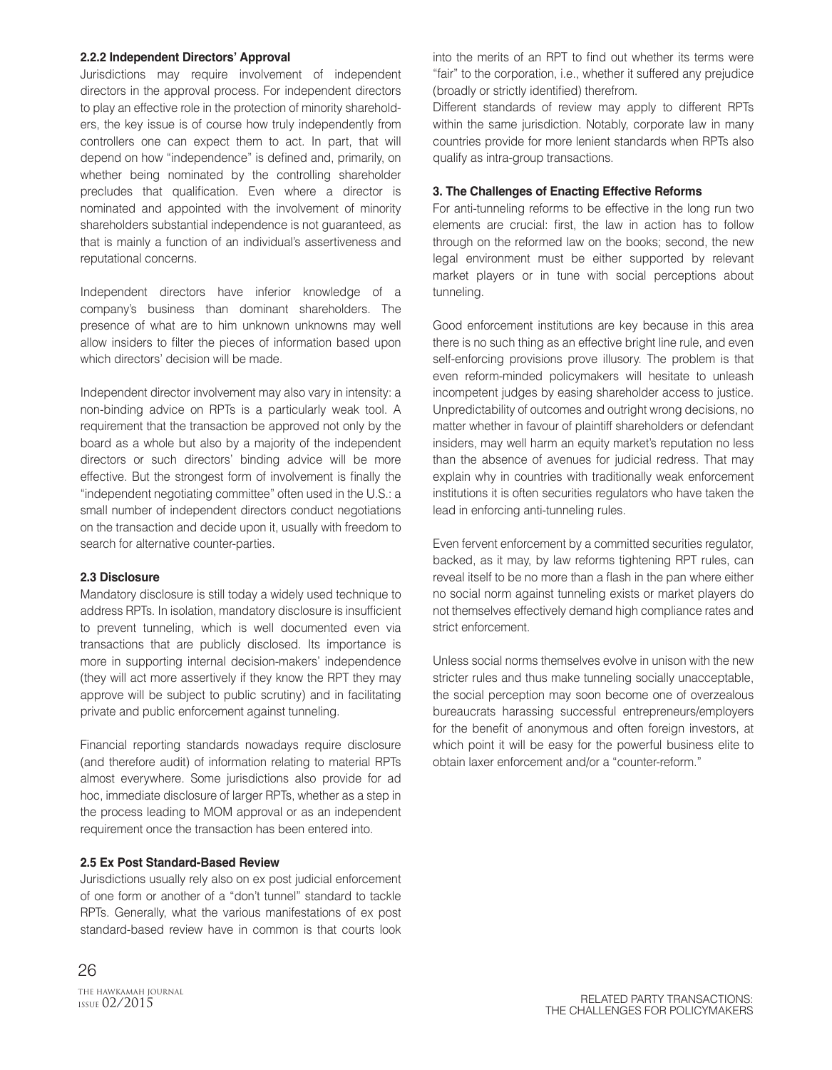### 2.2.2 Independent Directors' Approval

Jurisdictions may require involvement of independent directors in the approval process. For independent directors to play an effective role in the protection of minority shareholders, the key issue is of course how truly independently from controllers one can expect them to act. In part, that will depend on how "independence" is defined and, primarily, on whether being nominated by the controlling shareholder precludes that qualification. Even where a director is nominated and appointed with the involvement of minority shareholders substantial independence is not guaranteed, as that is mainly a function of an individual's assertiveness and reputational concerns.

Independent directors have inferior knowledge of a company's business than dominant shareholders. The presence of what are to him unknown unknowns may well allow insiders to filter the pieces of information based upon which directors' decision will be made.

Independent director involvement may also vary in intensity: a non-binding advice on RPTs is a particularly weak tool. A requirement that the transaction be approved not only by the board as a whole but also by a majority of the independent directors or such directors' binding advice will be more effective. But the strongest form of involvement is finally the "independent negotiating committee" often used in the U.S.: a small number of independent directors conduct negotiations on the transaction and decide upon it, usually with freedom to search for alternative counter-parties.

### 2.3 Disclosure

Mandatory disclosure is still today a widely used technique to address RPTs. In isolation, mandatory disclosure is insufficient to prevent tunneling, which is well documented even via transactions that are publicly disclosed. Its importance is more in supporting internal decision-makers' independence (they will act more assertively if they know the RPT they may approve will be subject to public scrutiny) and in facilitating private and public enforcement against tunneling.

Financial reporting standards nowadays require disclosure (and therefore audit) of information relating to material RPTs almost everywhere. Some jurisdictions also provide for ad hoc, immediate disclosure of larger RPTs, whether as a step in the process leading to MOM approval or as an independent requirement once the transaction has been entered into.

### 2.5 Ex Post Standard-Based Review

Jurisdictions usually rely also on ex post judicial enforcement of one form or another of a "don't tunnel" standard to tackle RPTs. Generally, what the various manifestations of ex post standard-based review have in common is that courts look into the merits of an RPT to find out whether its terms were "fair" to the corporation, i.e., whether it suffered any prejudice (broadly or strictly identified) therefrom.

Different standards of review may apply to different RPTs within the same jurisdiction. Notably, corporate law in many countries provide for more lenient standards when RPTs also qualify as intra-group transactions.

### 3. The Challenges of Enacting Effective Reforms

For anti-tunneling reforms to be effective in the long run two elements are crucial: first, the law in action has to follow through on the reformed law on the books; second, the new legal environment must be either supported by relevant market players or in tune with social perceptions about tunneling.

Good enforcement institutions are key because in this area there is no such thing as an effective bright line rule, and even self-enforcing provisions prove illusory. The problem is that even reform-minded policymakers will hesitate to unleash incompetent judges by easing shareholder access to justice. Unpredictability of outcomes and outright wrong decisions, no matter whether in favour of plaintiff shareholders or defendant insiders, may well harm an equity market's reputation no less than the absence of avenues for judicial redress. That may explain why in countries with traditionally weak enforcement institutions it is often securities regulators who have taken the lead in enforcing anti-tunneling rules.

Even fervent enforcement by a committed securities regulator, backed, as it may, by law reforms tightening RPT rules, can reveal itself to be no more than a flash in the pan where either no social norm against tunneling exists or market players do not themselves effectively demand high compliance rates and strict enforcement.

Unless social norms themselves evolve in unison with the new stricter rules and thus make tunneling socially unacceptable, the social perception may soon become one of overzealous bureaucrats harassing successful entrepreneurs/employers for the benefit of anonymous and often foreign investors, at which point it will be easy for the powerful business elite to obtain laxer enforcement and/or a "counter-reform."